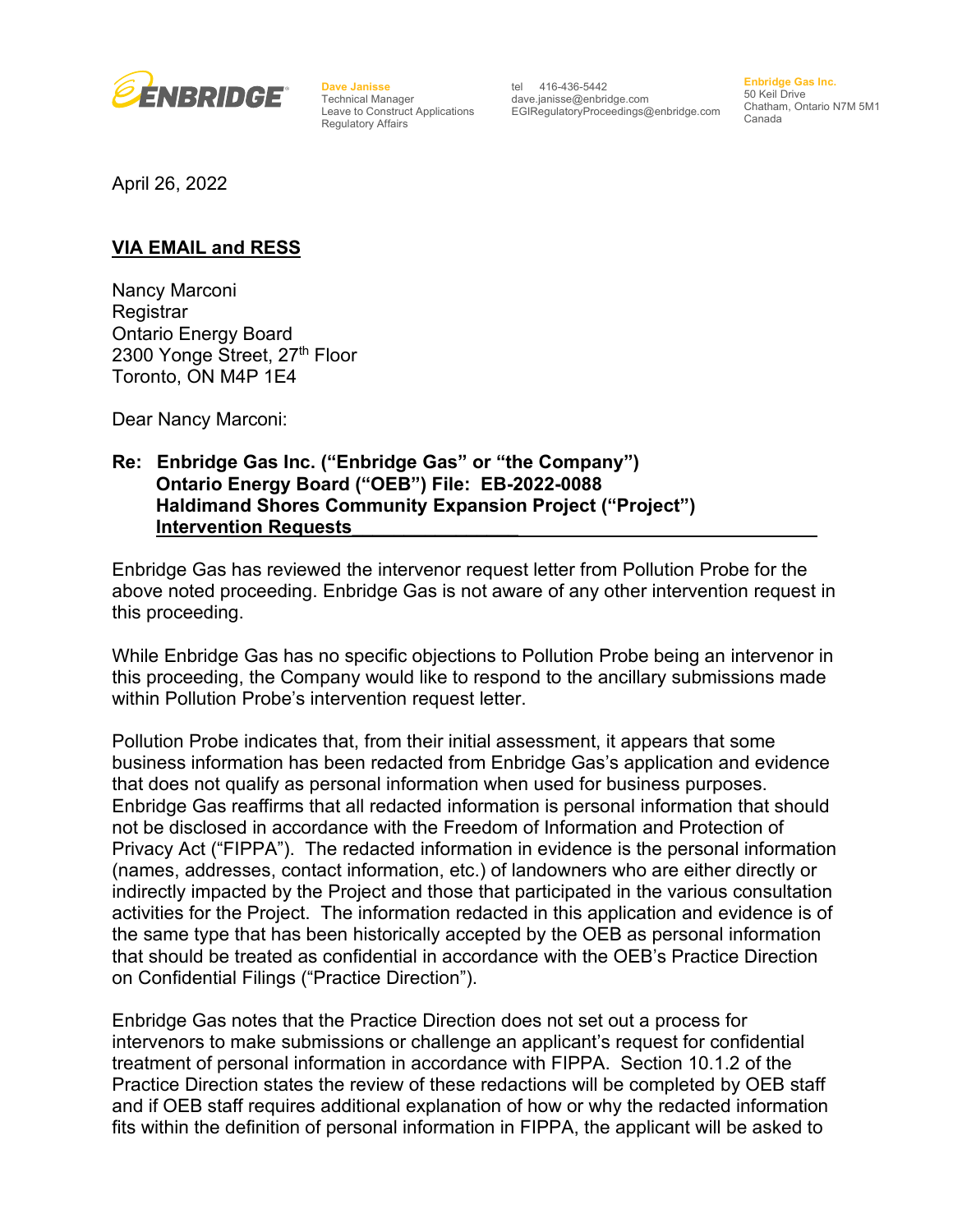**ENBRIDGE**

**Dave Janisse**
Technical Manager
Leave to Construct Applications
Regulatory Affairs

tel 416-436-5442
dave.janisse@enbridge.com
EGIRegulatoryProceedings@enbridge.com

**Enbridge Gas Inc.**
50 Keil Drive
Chatham, Ontario N7M 5M1
Canada

April 26, 2022

**VIA EMAIL and RESS**

Nancy Marconi
Registrar
Ontario Energy Board
2300 Yonge Street, 27th Floor
Toronto, ON M4P 1E4

Dear Nancy Marconi:

**Re: Enbridge Gas Inc. ("Enbridge Gas" or "the Company")
Ontario Energy Board ("OEB") File: EB-2022-0088
Haldimand Shores Community Expansion Project ("Project")
Intervention Requests**

Enbridge Gas has reviewed the intervenor request letter from Pollution Probe for the above noted proceeding. Enbridge Gas is not aware of any other intervention request in this proceeding.

While Enbridge Gas has no specific objections to Pollution Probe being an intervenor in this proceeding, the Company would like to respond to the ancillary submissions made within Pollution Probe's intervention request letter.

Pollution Probe indicates that, from their initial assessment, it appears that some business information has been redacted from Enbridge Gas's application and evidence that does not qualify as personal information when used for business purposes. Enbridge Gas reaffirms that all redacted information is personal information that should not be disclosed in accordance with the Freedom of Information and Protection of Privacy Act ("FIPPA"). The redacted information in evidence is the personal information (names, addresses, contact information, etc.) of landowners who are either directly or indirectly impacted by the Project and those that participated in the various consultation activities for the Project. The information redacted in this application and evidence is of the same type that has been historically accepted by the OEB as personal information that should be treated as confidential in accordance with the OEB's Practice Direction on Confidential Filings ("Practice Direction").

Enbridge Gas notes that the Practice Direction does not set out a process for intervenors to make submissions or challenge an applicant's request for confidential treatment of personal information in accordance with FIPPA. Section 10.1.2 of the Practice Direction states the review of these redactions will be completed by OEB staff and if OEB staff requires additional explanation of how or why the redacted information fits within the definition of personal information in FIPPA, the applicant will be asked to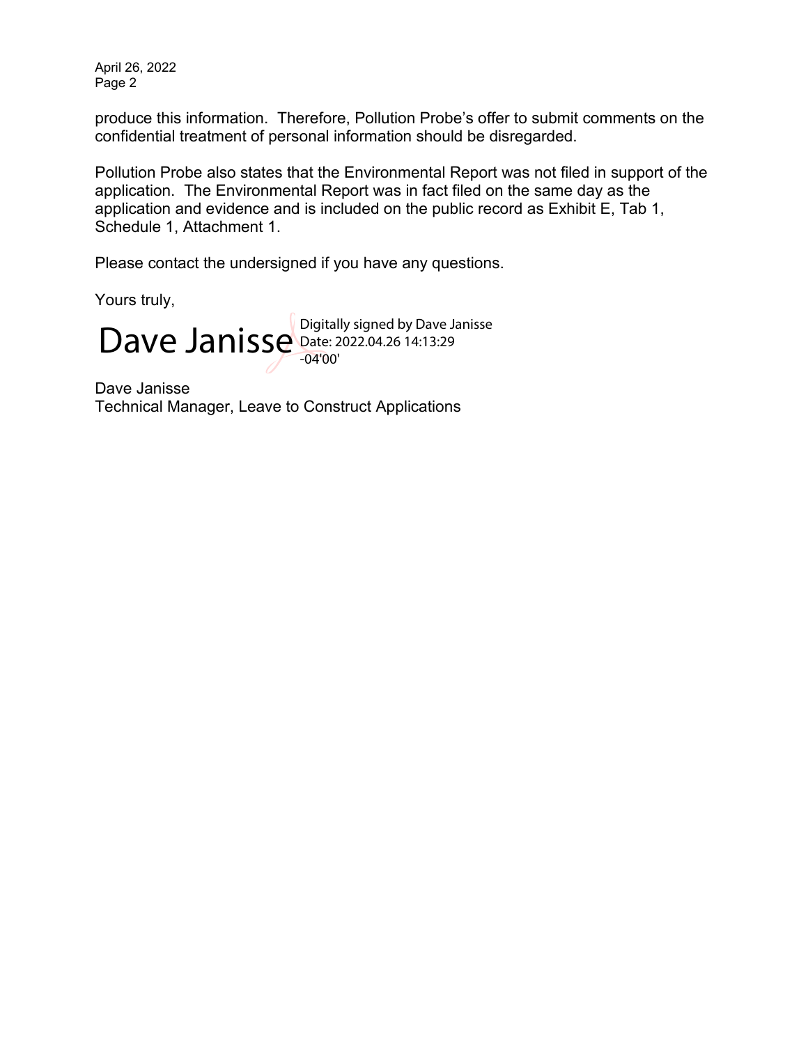produce this information. Therefore, Pollution Probe's offer to submit comments on the confidential treatment of personal information should be disregarded.

Pollution Probe also states that the Environmental Report was not filed in support of the application. The Environmental Report was in fact filed on the same day as the application and evidence and is included on the public record as Exhibit E, Tab 1, Schedule 1, Attachment 1.

Please contact the undersigned if you have any questions.

Yours truly,

Dave Janisse
Digitally signed by Dave Janisse
Date: 2022.04.26 14:13:29 -04'00'

Dave Janisse
Technical Manager, Leave to Construct Applications